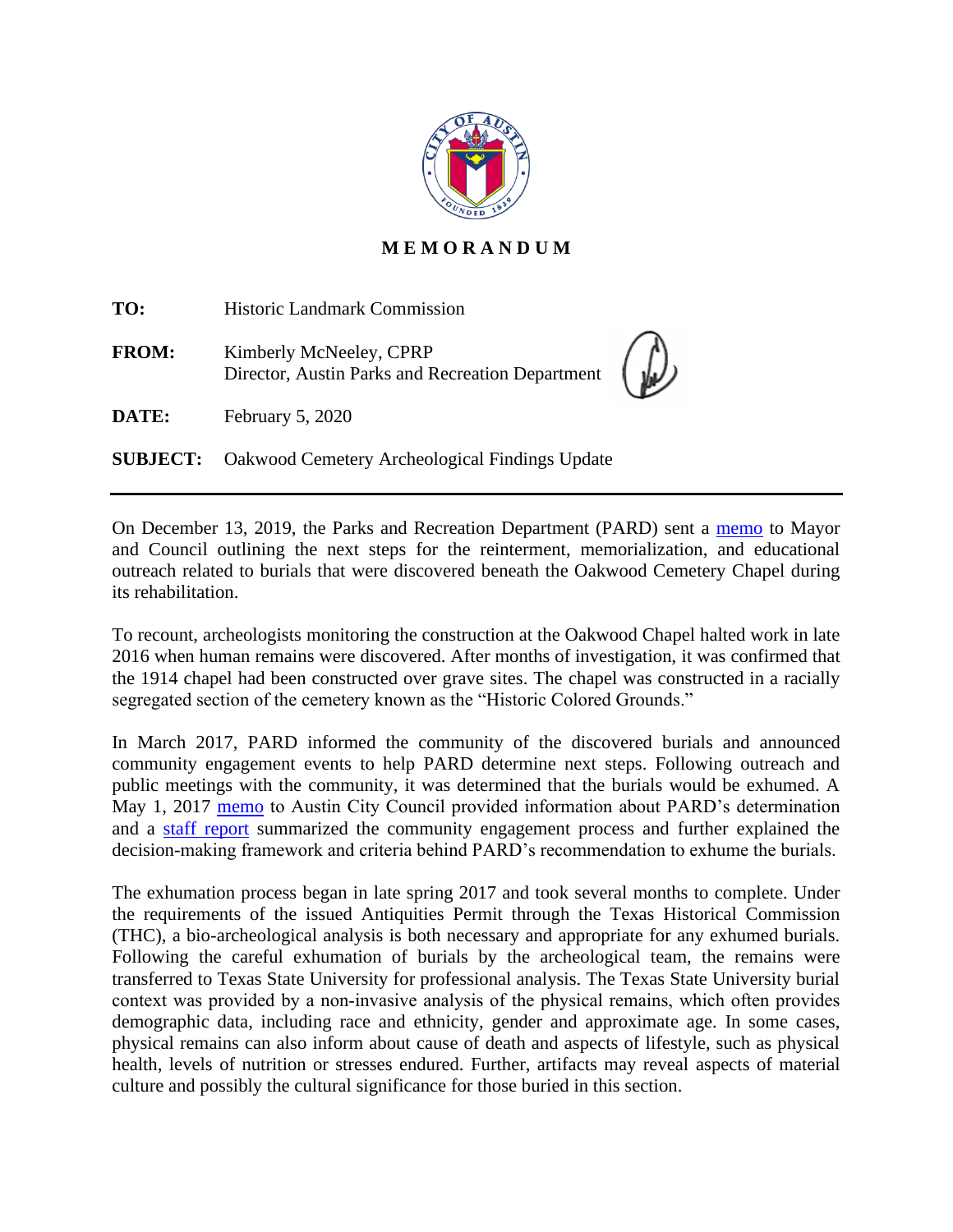# MEMORANDUM

**TO:** Historic Landmark Commission

**FROM:** Kimberly McNeeley, CPRP
Director, Austin Parks and Recreation Department

**DATE:** February 5, 2020

**SUBJECT:** Oakwood Cemetery Archeological Findings Update

---

On December 13, 2019, the Parks and Recreation Department (PARD) sent a memo to Mayor and Council outlining the next steps for the reinterment, memorialization, and educational outreach related to burials that were discovered beneath the Oakwood Cemetery Chapel during its rehabilitation.

To recount, archeologists monitoring the construction at the Oakwood Chapel halted work in late 2016 when human remains were discovered. After months of investigation, it was confirmed that the 1914 chapel had been constructed over grave sites. The chapel was constructed in a racially segregated section of the cemetery known as the "Historic Colored Grounds."

In March 2017, PARD informed the community of the discovered burials and announced community engagement events to help PARD determine next steps. Following outreach and public meetings with the community, it was determined that the burials would be exhumed. A May 1, 2017 memo to Austin City Council provided information about PARD's determination and a staff report summarized the community engagement process and further explained the decision-making framework and criteria behind PARD's recommendation to exhume the burials.

The exhumation process began in late spring 2017 and took several months to complete. Under the requirements of the issued Antiquities Permit through the Texas Historical Commission (THC), a bio-archeological analysis is both necessary and appropriate for any exhumed burials. Following the careful exhumation of burials by the archeological team, the remains were transferred to Texas State University for professional analysis. The Texas State University burial context was provided by a non-invasive analysis of the physical remains, which often provides demographic data, including race and ethnicity, gender and approximate age. In some cases, physical remains can also inform about cause of death and aspects of lifestyle, such as physical health, levels of nutrition or stresses endured. Further, artifacts may reveal aspects of material culture and possibly the cultural significance for those buried in this section.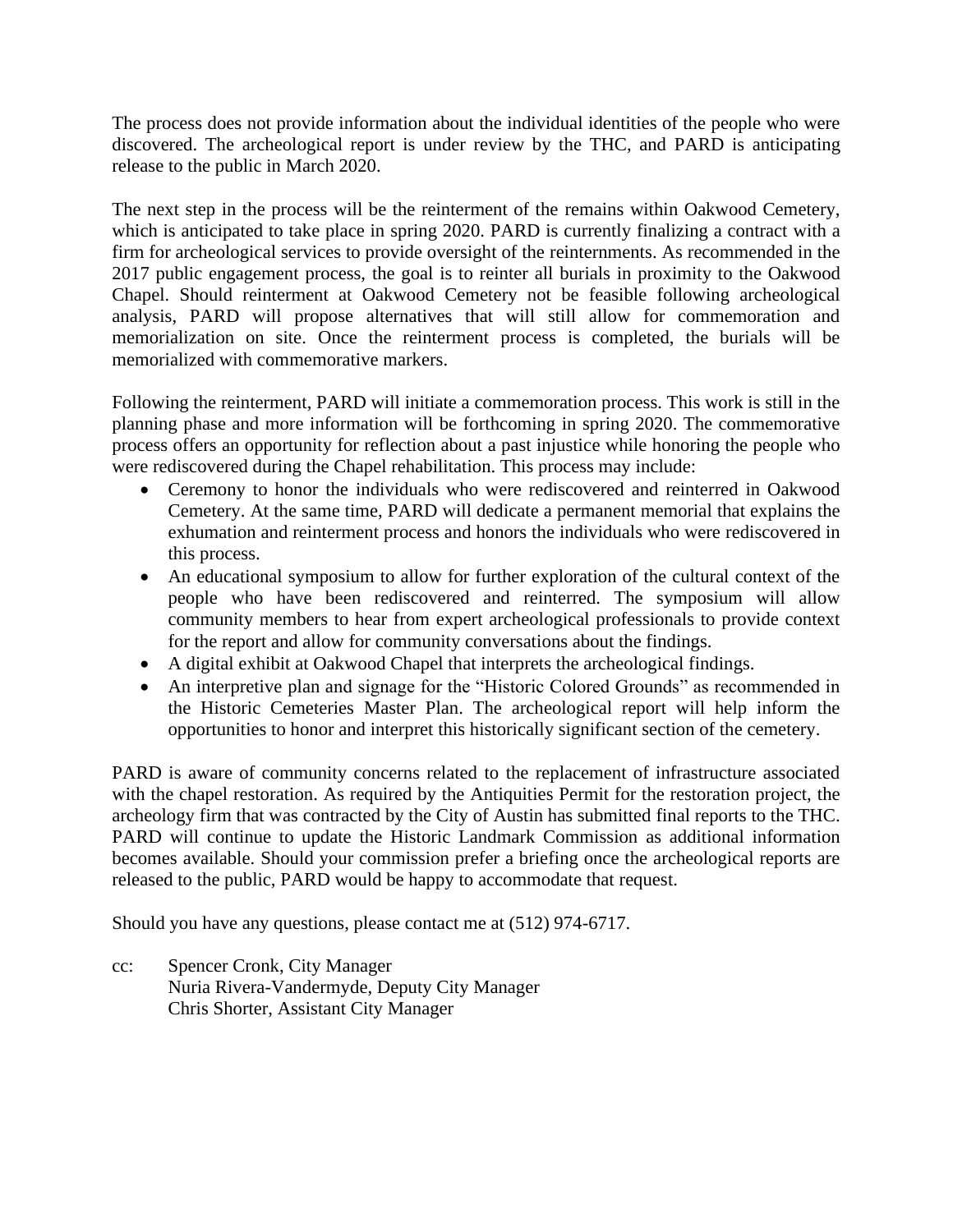The process does not provide information about the individual identities of the people who were discovered. The archeological report is under review by the THC, and PARD is anticipating release to the public in March 2020.

The next step in the process will be the reinterment of the remains within Oakwood Cemetery, which is anticipated to take place in spring 2020. PARD is currently finalizing a contract with a firm for archeological services to provide oversight of the reinternments. As recommended in the 2017 public engagement process, the goal is to reinter all burials in proximity to the Oakwood Chapel. Should reinterment at Oakwood Cemetery not be feasible following archeological analysis, PARD will propose alternatives that will still allow for commemoration and memorialization on site. Once the reinterment process is completed, the burials will be memorialized with commemorative markers.

Following the reinterment, PARD will initiate a commemoration process. This work is still in the planning phase and more information will be forthcoming in spring 2020. The commemorative process offers an opportunity for reflection about a past injustice while honoring the people who were rediscovered during the Chapel rehabilitation. This process may include:

- Ceremony to honor the individuals who were rediscovered and reinterred in Oakwood Cemetery. At the same time, PARD will dedicate a permanent memorial that explains the exhumation and reinterment process and honors the individuals who were rediscovered in this process.
- An educational symposium to allow for further exploration of the cultural context of the people who have been rediscovered and reinterred. The symposium will allow community members to hear from expert archeological professionals to provide context for the report and allow for community conversations about the findings.
- A digital exhibit at Oakwood Chapel that interprets the archeological findings.
- An interpretive plan and signage for the "Historic Colored Grounds" as recommended in the Historic Cemeteries Master Plan. The archeological report will help inform the opportunities to honor and interpret this historically significant section of the cemetery.

PARD is aware of community concerns related to the replacement of infrastructure associated with the chapel restoration. As required by the Antiquities Permit for the restoration project, the archeology firm that was contracted by the City of Austin has submitted final reports to the THC. PARD will continue to update the Historic Landmark Commission as additional information becomes available. Should your commission prefer a briefing once the archeological reports are released to the public, PARD would be happy to accommodate that request.

Should you have any questions, please contact me at (512) 974-6717.

cc: Spencer Cronk, City Manager
Nuria Rivera-Vandermyde, Deputy City Manager
Chris Shorter, Assistant City Manager